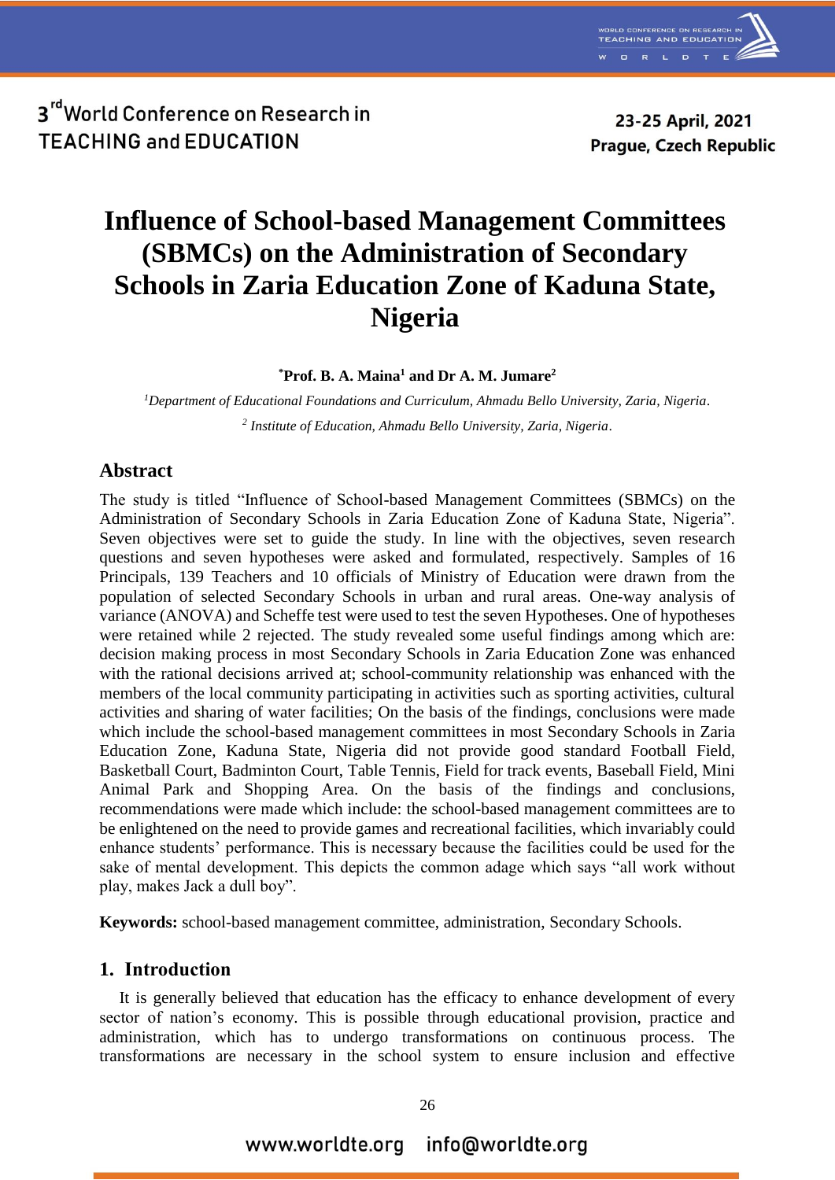# Influence of School-based Management Committees (SBMCs) on the Administration of Secondary Schools in Zaria Education Zone of Kaduna State, Nigeria

**\*Prof. B. A. Maina[1] and Dr A. M. Jumare[2]**

*[1]Department of Educational Foundations and Curriculum, Ahmadu Bello University, Zaria, Nigeria.*

*[2] Institute of Education, Ahmadu Bello University, Zaria, Nigeria.*

## Abstract

The study is titled "Influence of School-based Management Committees (SBMCs) on the Administration of Secondary Schools in Zaria Education Zone of Kaduna State, Nigeria". Seven objectives were set to guide the study. In line with the objectives, seven research questions and seven hypotheses were asked and formulated, respectively. Samples of 16 Principals, 139 Teachers and 10 officials of Ministry of Education were drawn from the population of selected Secondary Schools in urban and rural areas. One-way analysis of variance (ANOVA) and Scheffe test were used to test the seven Hypotheses. One of hypotheses were retained while 2 rejected. The study revealed some useful findings among which are: decision making process in most Secondary Schools in Zaria Education Zone was enhanced with the rational decisions arrived at; school-community relationship was enhanced with the members of the local community participating in activities such as sporting activities, cultural activities and sharing of water facilities; On the basis of the findings, conclusions were made which include the school-based management committees in most Secondary Schools in Zaria Education Zone, Kaduna State, Nigeria did not provide good standard Football Field, Basketball Court, Badminton Court, Table Tennis, Field for track events, Baseball Field, Mini Animal Park and Shopping Area. On the basis of the findings and conclusions, recommendations were made which include: the school-based management committees are to be enlightened on the need to provide games and recreational facilities, which invariably could enhance students' performance. This is necessary because the facilities could be used for the sake of mental development. This depicts the common adage which says "all work without play, makes Jack a dull boy".

**Keywords:** school-based management committee, administration, Secondary Schools.

## 1. Introduction

It is generally believed that education has the efficacy to enhance development of every sector of nation's economy. This is possible through educational provision, practice and administration, which has to undergo transformations on continuous process. The transformations are necessary in the school system to ensure inclusion and effective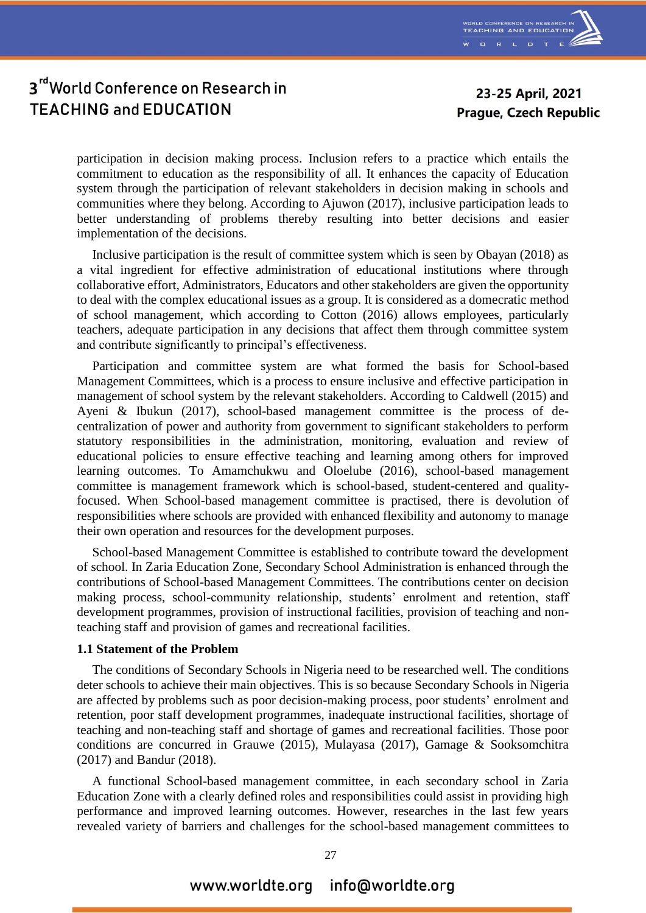participation in decision making process. Inclusion refers to a practice which entails the commitment to education as the responsibility of all. It enhances the capacity of Education system through the participation of relevant stakeholders in decision making in schools and communities where they belong. According to Ajuwon (2017), inclusive participation leads to better understanding of problems thereby resulting into better decisions and easier implementation of the decisions.

Inclusive participation is the result of committee system which is seen by Obayan (2018) as a vital ingredient for effective administration of educational institutions where through collaborative effort, Administrators, Educators and other stakeholders are given the opportunity to deal with the complex educational issues as a group. It is considered as a domecratic method of school management, which according to Cotton (2016) allows employees, particularly teachers, adequate participation in any decisions that affect them through committee system and contribute significantly to principal's effectiveness.

Participation and committee system are what formed the basis for School-based Management Committees, which is a process to ensure inclusive and effective participation in management of school system by the relevant stakeholders. According to Caldwell (2015) and Ayeni & Ibukun (2017), school-based management committee is the process of de-centralization of power and authority from government to significant stakeholders to perform statutory responsibilities in the administration, monitoring, evaluation and review of educational policies to ensure effective teaching and learning among others for improved learning outcomes. To Amamchukwu and Oloelube (2016), school-based management committee is management framework which is school-based, student-centered and quality-focused. When School-based management committee is practised, there is devolution of responsibilities where schools are provided with enhanced flexibility and autonomy to manage their own operation and resources for the development purposes.

School-based Management Committee is established to contribute toward the development of school. In Zaria Education Zone, Secondary School Administration is enhanced through the contributions of School-based Management Committees. The contributions center on decision making process, school-community relationship, students' enrolment and retention, staff development programmes, provision of instructional facilities, provision of teaching and non-teaching staff and provision of games and recreational facilities.

### 1.1 Statement of the Problem

The conditions of Secondary Schools in Nigeria need to be researched well. The conditions deter schools to achieve their main objectives. This is so because Secondary Schools in Nigeria are affected by problems such as poor decision-making process, poor students' enrolment and retention, poor staff development programmes, inadequate instructional facilities, shortage of teaching and non-teaching staff and shortage of games and recreational facilities. Those poor conditions are concurred in Grauwe (2015), Mulayasa (2017), Gamage & Sooksomchitra (2017) and Bandur (2018).

A functional School-based management committee, in each secondary school in Zaria Education Zone with a clearly defined roles and responsibilities could assist in providing high performance and improved learning outcomes. However, researches in the last few years revealed variety of barriers and challenges for the school-based management committees to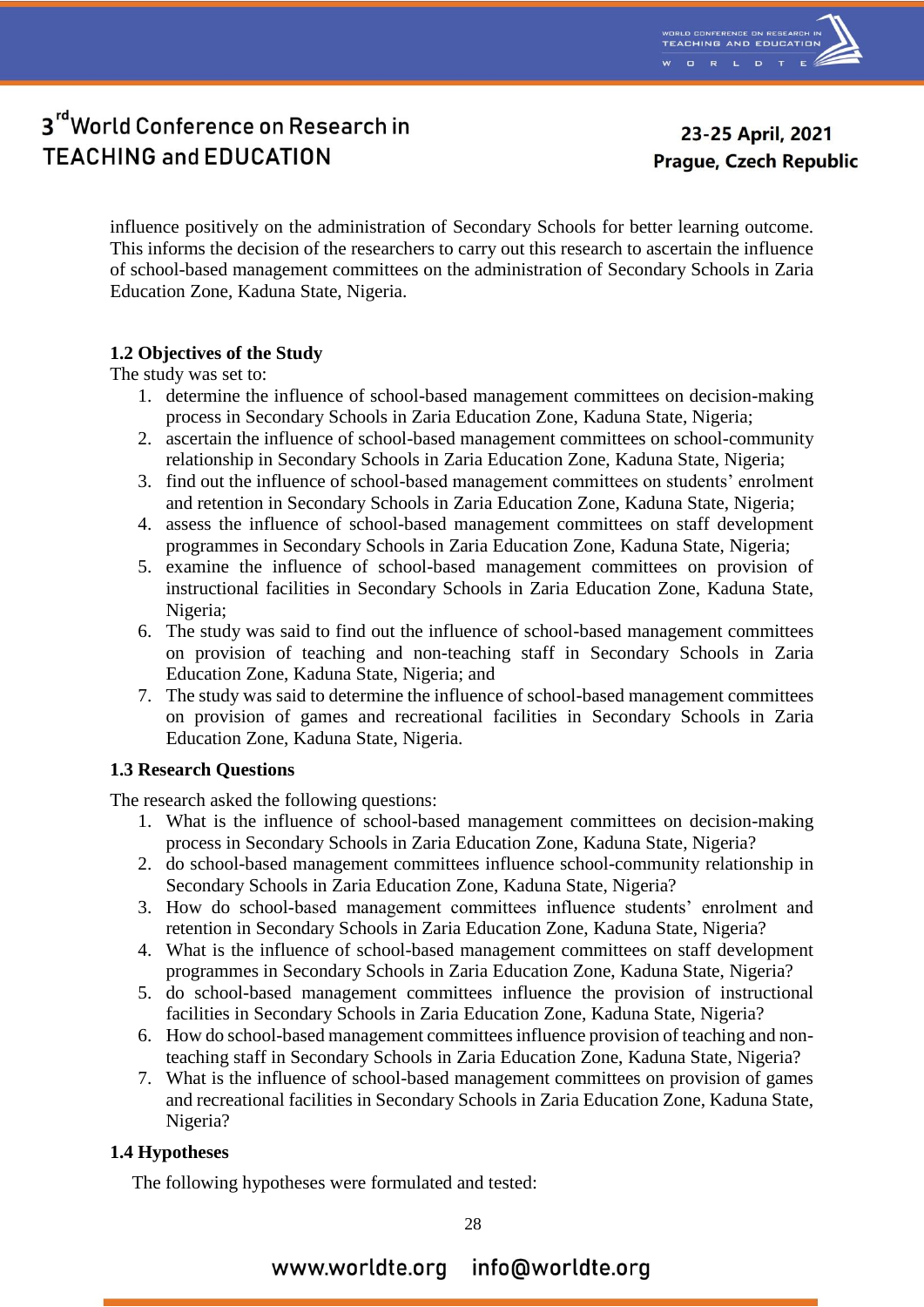influence positively on the administration of Secondary Schools for better learning outcome. This informs the decision of the researchers to carry out this research to ascertain the influence of school-based management committees on the administration of Secondary Schools in Zaria Education Zone, Kaduna State, Nigeria.

### 1.2 Objectives of the Study

The study was set to:

1. determine the influence of school-based management committees on decision-making process in Secondary Schools in Zaria Education Zone, Kaduna State, Nigeria;
2. ascertain the influence of school-based management committees on school-community relationship in Secondary Schools in Zaria Education Zone, Kaduna State, Nigeria;
3. find out the influence of school-based management committees on students' enrolment and retention in Secondary Schools in Zaria Education Zone, Kaduna State, Nigeria;
4. assess the influence of school-based management committees on staff development programmes in Secondary Schools in Zaria Education Zone, Kaduna State, Nigeria;
5. examine the influence of school-based management committees on provision of instructional facilities in Secondary Schools in Zaria Education Zone, Kaduna State, Nigeria;
6. The study was said to find out the influence of school-based management committees on provision of teaching and non-teaching staff in Secondary Schools in Zaria Education Zone, Kaduna State, Nigeria; and
7. The study was said to determine the influence of school-based management committees on provision of games and recreational facilities in Secondary Schools in Zaria Education Zone, Kaduna State, Nigeria.

### 1.3 Research Questions

The research asked the following questions:

1. What is the influence of school-based management committees on decision-making process in Secondary Schools in Zaria Education Zone, Kaduna State, Nigeria?
2. do school-based management committees influence school-community relationship in Secondary Schools in Zaria Education Zone, Kaduna State, Nigeria?
3. How do school-based management committees influence students' enrolment and retention in Secondary Schools in Zaria Education Zone, Kaduna State, Nigeria?
4. What is the influence of school-based management committees on staff development programmes in Secondary Schools in Zaria Education Zone, Kaduna State, Nigeria?
5. do school-based management committees influence the provision of instructional facilities in Secondary Schools in Zaria Education Zone, Kaduna State, Nigeria?
6. How do school-based management committees influence provision of teaching and non-teaching staff in Secondary Schools in Zaria Education Zone, Kaduna State, Nigeria?
7. What is the influence of school-based management committees on provision of games and recreational facilities in Secondary Schools in Zaria Education Zone, Kaduna State, Nigeria?

### 1.4 Hypotheses

The following hypotheses were formulated and tested: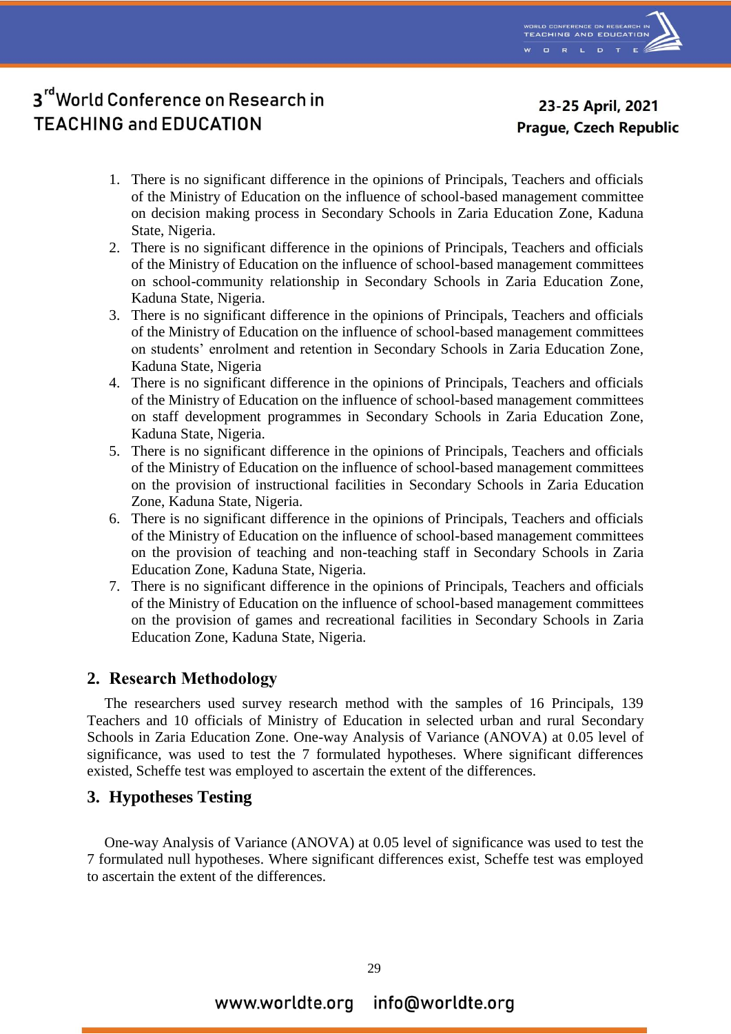1. There is no significant difference in the opinions of Principals, Teachers and officials of the Ministry of Education on the influence of school-based management committee on decision making process in Secondary Schools in Zaria Education Zone, Kaduna State, Nigeria.
2. There is no significant difference in the opinions of Principals, Teachers and officials of the Ministry of Education on the influence of school-based management committees on school-community relationship in Secondary Schools in Zaria Education Zone, Kaduna State, Nigeria.
3. There is no significant difference in the opinions of Principals, Teachers and officials of the Ministry of Education on the influence of school-based management committees on students' enrolment and retention in Secondary Schools in Zaria Education Zone, Kaduna State, Nigeria
4. There is no significant difference in the opinions of Principals, Teachers and officials of the Ministry of Education on the influence of school-based management committees on staff development programmes in Secondary Schools in Zaria Education Zone, Kaduna State, Nigeria.
5. There is no significant difference in the opinions of Principals, Teachers and officials of the Ministry of Education on the influence of school-based management committees on the provision of instructional facilities in Secondary Schools in Zaria Education Zone, Kaduna State, Nigeria.
6. There is no significant difference in the opinions of Principals, Teachers and officials of the Ministry of Education on the influence of school-based management committees on the provision of teaching and non-teaching staff in Secondary Schools in Zaria Education Zone, Kaduna State, Nigeria.
7. There is no significant difference in the opinions of Principals, Teachers and officials of the Ministry of Education on the influence of school-based management committees on the provision of games and recreational facilities in Secondary Schools in Zaria Education Zone, Kaduna State, Nigeria.

## 2. Research Methodology

The researchers used survey research method with the samples of 16 Principals, 139 Teachers and 10 officials of Ministry of Education in selected urban and rural Secondary Schools in Zaria Education Zone. One-way Analysis of Variance (ANOVA) at 0.05 level of significance, was used to test the 7 formulated hypotheses. Where significant differences existed, Scheffe test was employed to ascertain the extent of the differences.

## 3. Hypotheses Testing

One-way Analysis of Variance (ANOVA) at 0.05 level of significance was used to test the 7 formulated null hypotheses. Where significant differences exist, Scheffe test was employed to ascertain the extent of the differences.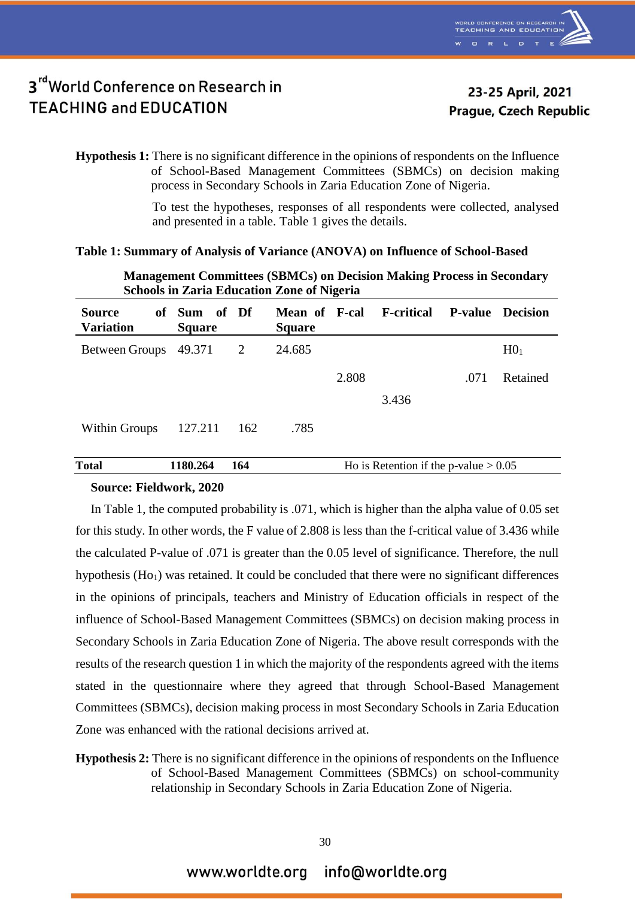**Hypothesis 1:** There is no significant difference in the opinions of respondents on the Influence of School-Based Management Committees (SBMCs) on decision making process in Secondary Schools in Zaria Education Zone of Nigeria.

To test the hypotheses, responses of all respondents were collected, analysed and presented in a table. Table 1 gives the details.

**Table 1: Summary of Analysis of Variance (ANOVA) on Influence of School-Based Management Committees (SBMCs) on Decision Making Process in Secondary Schools in Zaria Education Zone of Nigeria**

| Source of Variation | Sum of Square | Df | Mean of Square | F-cal | F-critical | P-value | Decision |
|---|---|---|---|---|---|---|---|
| Between Groups | 49.371 | 2 | 24.685 | 2.808 | 3.436 | .071 | $H0_1$ Retained |
| Within Groups | 127.211 | 162 | .785 | | | | |
| **Total** | **1180.264** | **164** | | Ho is Retention if the p-value > 0.05 | | | |

**Source: Fieldwork, 2020**

In Table 1, the computed probability is .071, which is higher than the alpha value of 0.05 set for this study. In other words, the F value of 2.808 is less than the f-critical value of 3.436 while the calculated P-value of .071 is greater than the 0.05 level of significance. Therefore, the null hypothesis ($Ho_1$) was retained. It could be concluded that there were no significant differences in the opinions of principals, teachers and Ministry of Education officials in respect of the influence of School-Based Management Committees (SBMCs) on decision making process in Secondary Schools in Zaria Education Zone of Nigeria. The above result corresponds with the results of the research question 1 in which the majority of the respondents agreed with the items stated in the questionnaire where they agreed that through School-Based Management Committees (SBMCs), decision making process in most Secondary Schools in Zaria Education Zone was enhanced with the rational decisions arrived at.

**Hypothesis 2:** There is no significant difference in the opinions of respondents on the Influence of School-Based Management Committees (SBMCs) on school-community relationship in Secondary Schools in Zaria Education Zone of Nigeria.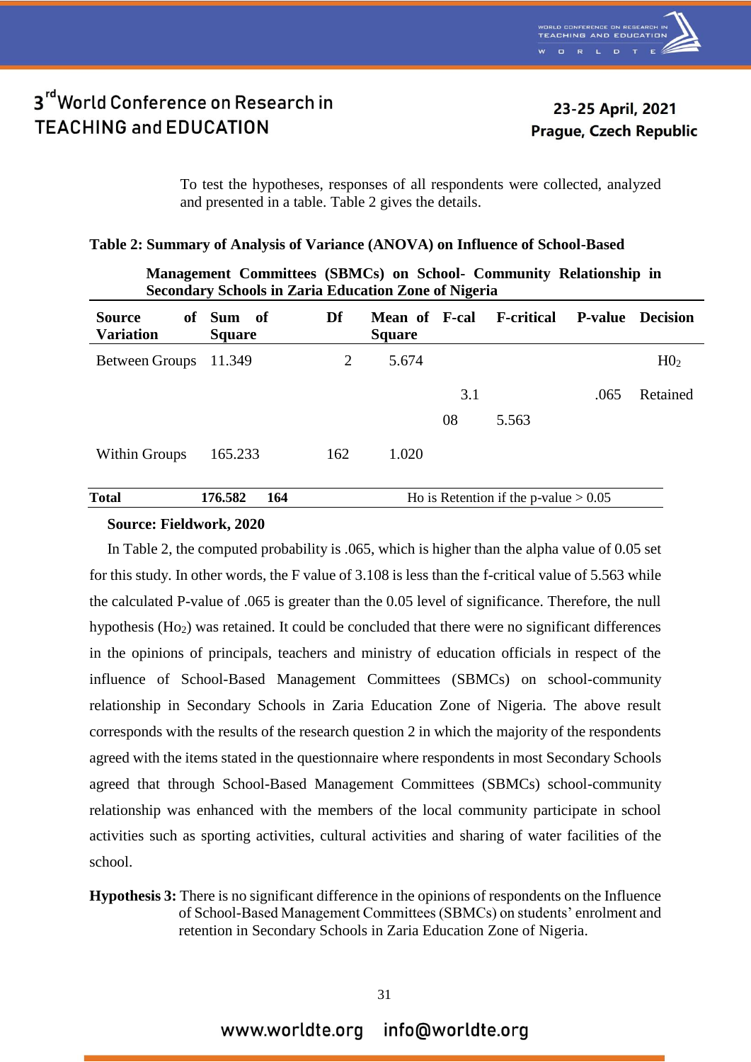To test the hypotheses, responses of all respondents were collected, analyzed and presented in a table. Table 2 gives the details.

**Table 2: Summary of Analysis of Variance (ANOVA) on Influence of School-Based Management Committees (SBMCs) on School- Community Relationship in Secondary Schools in Zaria Education Zone of Nigeria**

| Source of Variation | Sum of Square | Df | Mean of Square | F-cal | F-critical | P-value | Decision |
|---|---|---|---|---|---|---|---|
| Between Groups | 11.349 | 2 | 5.674 | 3.108 | 5.563 | .065 | $H0_2$ Retained |
| Within Groups | 165.233 | 162 | 1.020 | | | | |
| **Total** | **176.582** | **164** | Ho is Retention if the p-value > 0.05 | | | | |

**Source: Fieldwork, 2020**

In Table 2, the computed probability is .065, which is higher than the alpha value of 0.05 set for this study. In other words, the F value of 3.108 is less than the f-critical value of 5.563 while the calculated P-value of .065 is greater than the 0.05 level of significance. Therefore, the null hypothesis ($Ho_2$) was retained. It could be concluded that there were no significant differences in the opinions of principals, teachers and ministry of education officials in respect of the influence of School-Based Management Committees (SBMCs) on school-community relationship in Secondary Schools in Zaria Education Zone of Nigeria. The above result corresponds with the results of the research question 2 in which the majority of the respondents agreed with the items stated in the questionnaire where respondents in most Secondary Schools agreed that through School-Based Management Committees (SBMCs) school-community relationship was enhanced with the members of the local community participate in school activities such as sporting activities, cultural activities and sharing of water facilities of the school.

**Hypothesis 3:** There is no significant difference in the opinions of respondents on the Influence of School-Based Management Committees (SBMCs) on students' enrolment and retention in Secondary Schools in Zaria Education Zone of Nigeria.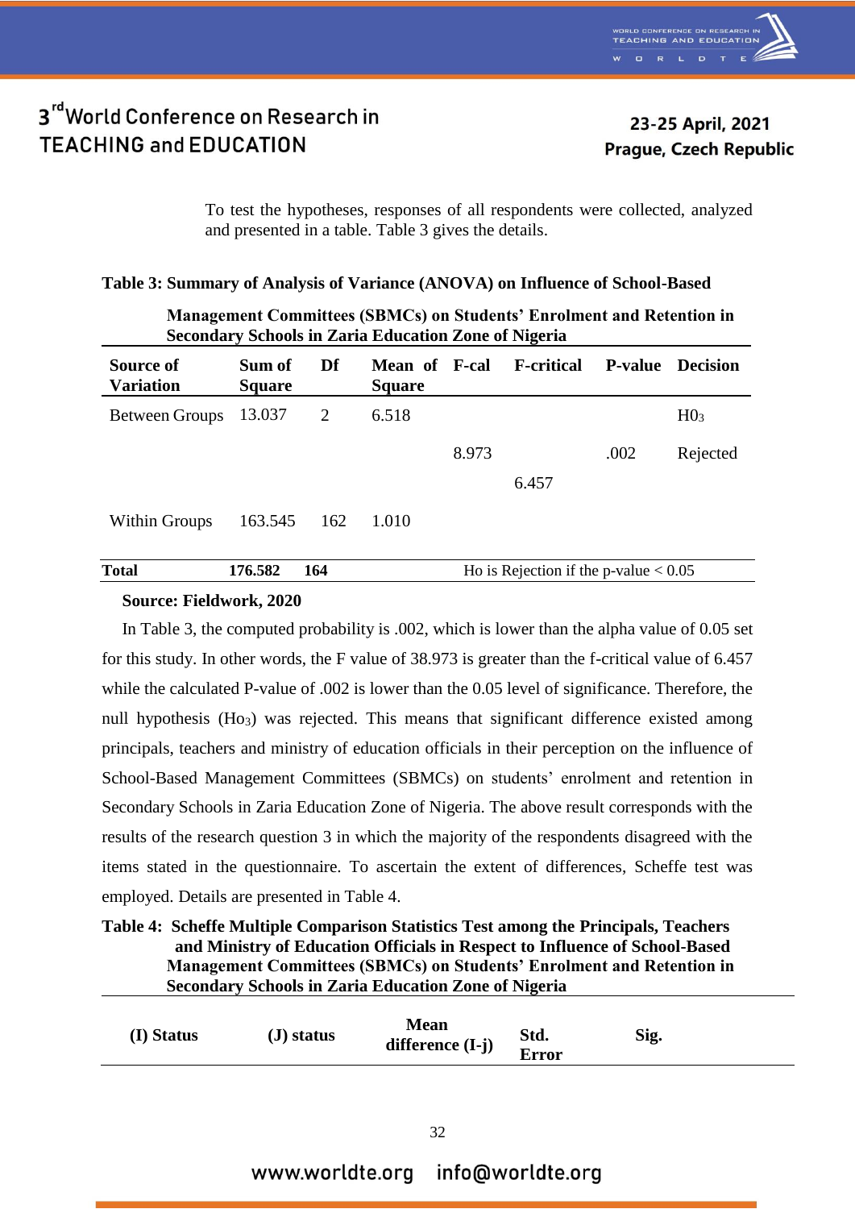To test the hypotheses, responses of all respondents were collected, analyzed and presented in a table. Table 3 gives the details.

**Table 3: Summary of Analysis of Variance (ANOVA) on Influence of School-Based Management Committees (SBMCs) on Students' Enrolment and Retention in Secondary Schools in Zaria Education Zone of Nigeria**

| Source of Variation | Sum of Square | Df | Mean of Square | F-cal | F-critical | P-value | Decision |
|---|---|---|---|---|---|---|---|
| Between Groups | 13.037 | 2 | 6.518 | 8.973 | 6.457 | .002 | $H0_3$ Rejected |
| Within Groups | 163.545 | 162 | 1.010 | | | | |
| **Total** | **176.582** | **164** | | Ho is Rejection if the p-value < 0.05 | | | |

**Source: Fieldwork, 2020**

In Table 3, the computed probability is .002, which is lower than the alpha value of 0.05 set for this study. In other words, the F value of 38.973 is greater than the f-critical value of 6.457 while the calculated P-value of .002 is lower than the 0.05 level of significance. Therefore, the null hypothesis ($Ho_3$) was rejected. This means that significant difference existed among principals, teachers and ministry of education officials in their perception on the influence of School-Based Management Committees (SBMCs) on students' enrolment and retention in Secondary Schools in Zaria Education Zone of Nigeria. The above result corresponds with the results of the research question 3 in which the majority of the respondents disagreed with the items stated in the questionnaire. To ascertain the extent of differences, Scheffe test was employed. Details are presented in Table 4.

**Table 4: Scheffe Multiple Comparison Statistics Test among the Principals, Teachers and Ministry of Education Officials in Respect to Influence of School-Based Management Committees (SBMCs) on Students' Enrolment and Retention in Secondary Schools in Zaria Education Zone of Nigeria**

| (I) Status | (J) status | Mean difference (I-j) | Std. Error | Sig. |
|---|---|---|---|---|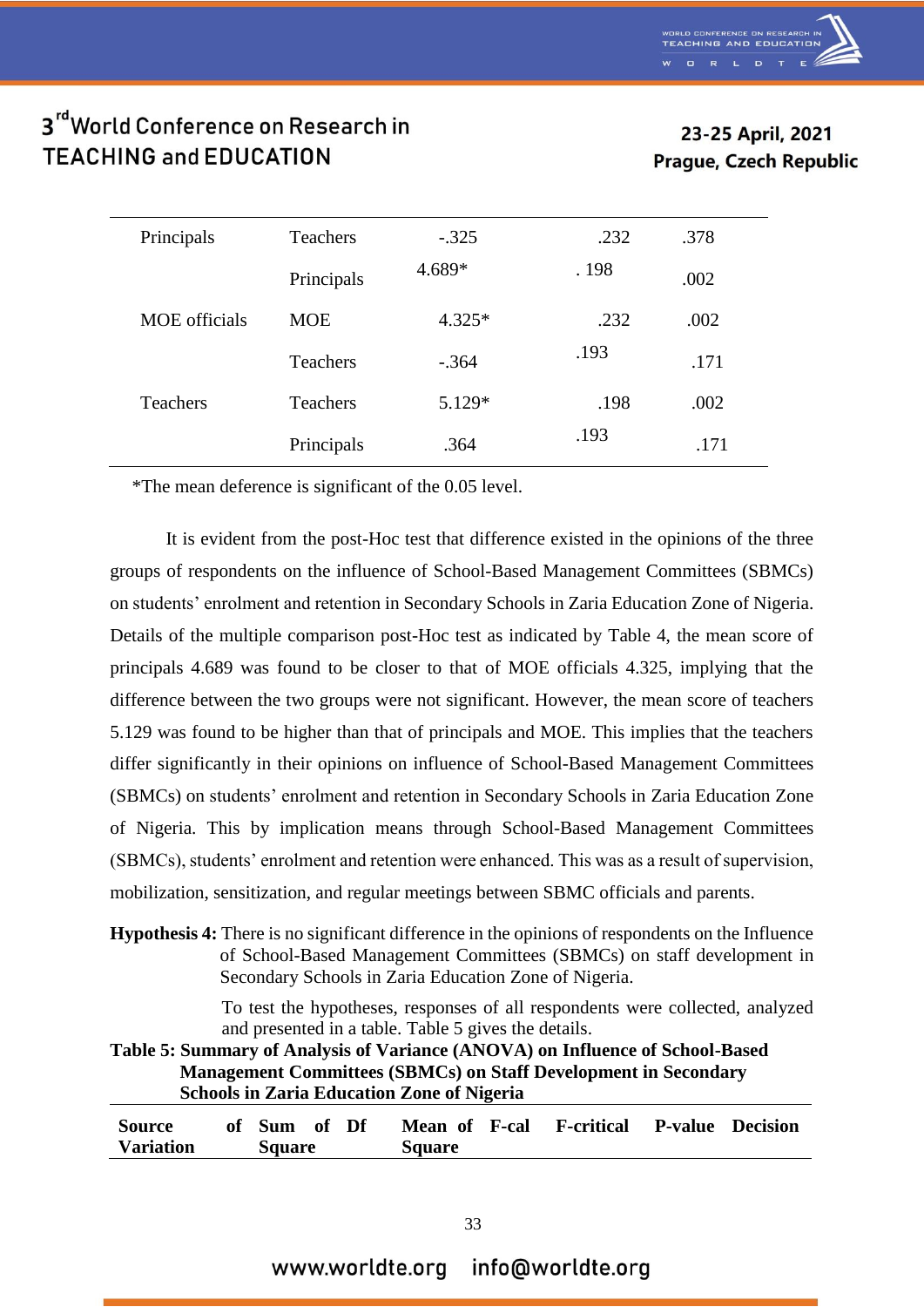| | | | | |
|---|---|---|---|---|
| Principals | Teachers | -.325 | .232 | .378 |
| | Principals | 4.689* | . 198 | .002 |
| MOE officials | MOE | 4.325* | .232 | .002 |
| | Teachers | -.364 | .193 | .171 |
| Teachers | Teachers | 5.129* | .198 | .002 |
| | Principals | .364 | .193 | .171 |

*The mean deference is significant of the 0.05 level.

It is evident from the post-Hoc test that difference existed in the opinions of the three groups of respondents on the influence of School-Based Management Committees (SBMCs) on students' enrolment and retention in Secondary Schools in Zaria Education Zone of Nigeria. Details of the multiple comparison post-Hoc test as indicated by Table 4, the mean score of principals 4.689 was found to be closer to that of MOE officials 4.325, implying that the difference between the two groups were not significant. However, the mean score of teachers 5.129 was found to be higher than that of principals and MOE. This implies that the teachers differ significantly in their opinions on influence of School-Based Management Committees (SBMCs) on students' enrolment and retention in Secondary Schools in Zaria Education Zone of Nigeria. This by implication means through School-Based Management Committees (SBMCs), students' enrolment and retention were enhanced. This was as a result of supervision, mobilization, sensitization, and regular meetings between SBMC officials and parents.

**Hypothesis 4:** There is no significant difference in the opinions of respondents on the Influence of School-Based Management Committees (SBMCs) on staff development in Secondary Schools in Zaria Education Zone of Nigeria.

To test the hypotheses, responses of all respondents were collected, analyzed and presented in a table. Table 5 gives the details.

**Table 5: Summary of Analysis of Variance (ANOVA) on Influence of School-Based Management Committees (SBMCs) on Staff Development in Secondary Schools in Zaria Education Zone of Nigeria**

| Source of Variation | Sum of Square | Df | Mean of Square | F-cal | F-critical | P-value | Decision |
|---|---|---|---|---|---|---|---|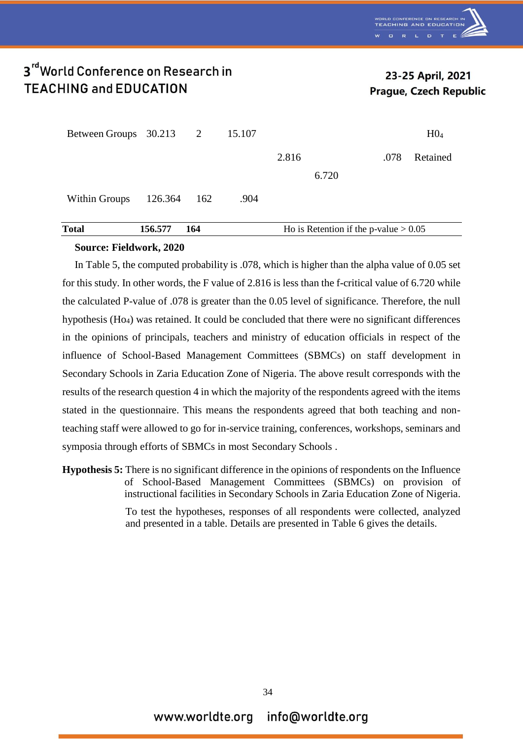| | | | | | | | |
|---|---|---|---|---|---|---|---|
| Between Groups | 30.213 | 2 | 15.107 | | | | $H0_4$ |
| | | | | 2.816 | | .078 | Retained |
| | | | | | 6.720 | | |
| Within Groups | 126.364 | 162 | .904 | | | | |
| **Total** | **156.577** | **164** | Ho is Retention if the p-value > 0.05 | | | | |

**Source: Fieldwork, 2020**

In Table 5, the computed probability is .078, which is higher than the alpha value of 0.05 set for this study. In other words, the F value of 2.816 is less than the f-critical value of 6.720 while the calculated P-value of .078 is greater than the 0.05 level of significance. Therefore, the null hypothesis ($Ho_4$) was retained. It could be concluded that there were no significant differences in the opinions of principals, teachers and ministry of education officials in respect of the influence of School-Based Management Committees (SBMCs) on staff development in Secondary Schools in Zaria Education Zone of Nigeria. The above result corresponds with the results of the research question 4 in which the majority of the respondents agreed with the items stated in the questionnaire. This means the respondents agreed that both teaching and non-teaching staff were allowed to go for in-service training, conferences, workshops, seminars and symposia through efforts of SBMCs in most Secondary Schools .

**Hypothesis 5:** There is no significant difference in the opinions of respondents on the Influence of School-Based Management Committees (SBMCs) on provision of instructional facilities in Secondary Schools in Zaria Education Zone of Nigeria.

To test the hypotheses, responses of all respondents were collected, analyzed and presented in a table. Details are presented in Table 6 gives the details.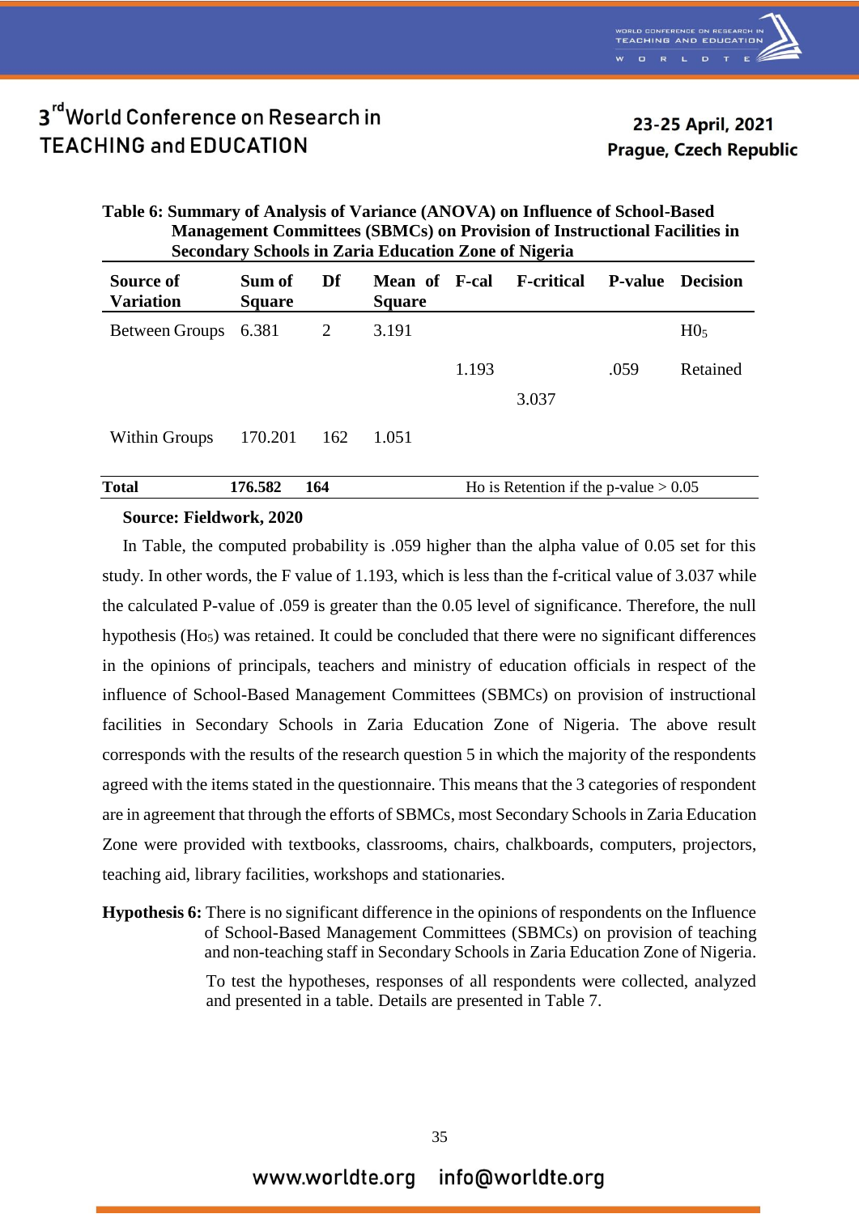**Table 6: Summary of Analysis of Variance (ANOVA) on Influence of School-Based Management Committees (SBMCs) on Provision of Instructional Facilities in Secondary Schools in Zaria Education Zone of Nigeria**

| Source of Variation | Sum of Square | Df | Mean of Square | F-cal | F-critical | P-value | Decision |
|---|---|---|---|---|---|---|---|
| Between Groups | 6.381 | 2 | 3.191 | 1.193 | 3.037 | .059 | $H0_5$ Retained |
| Within Groups | 170.201 | 162 | 1.051 | | | | |
| **Total** | **176.582** | **164** | | Ho is Retention if the p-value > 0.05 | | | |

**Source: Fieldwork, 2020**

In Table, the computed probability is .059 higher than the alpha value of 0.05 set for this study. In other words, the F value of 1.193, which is less than the f-critical value of 3.037 while the calculated P-value of .059 is greater than the 0.05 level of significance. Therefore, the null hypothesis ($Ho_5$) was retained. It could be concluded that there were no significant differences in the opinions of principals, teachers and ministry of education officials in respect of the influence of School-Based Management Committees (SBMCs) on provision of instructional facilities in Secondary Schools in Zaria Education Zone of Nigeria. The above result corresponds with the results of the research question 5 in which the majority of the respondents agreed with the items stated in the questionnaire. This means that the 3 categories of respondent are in agreement that through the efforts of SBMCs, most Secondary Schools in Zaria Education Zone were provided with textbooks, classrooms, chairs, chalkboards, computers, projectors, teaching aid, library facilities, workshops and stationaries.

**Hypothesis 6:** There is no significant difference in the opinions of respondents on the Influence of School-Based Management Committees (SBMCs) on provision of teaching and non-teaching staff in Secondary Schools in Zaria Education Zone of Nigeria.

To test the hypotheses, responses of all respondents were collected, analyzed and presented in a table. Details are presented in Table 7.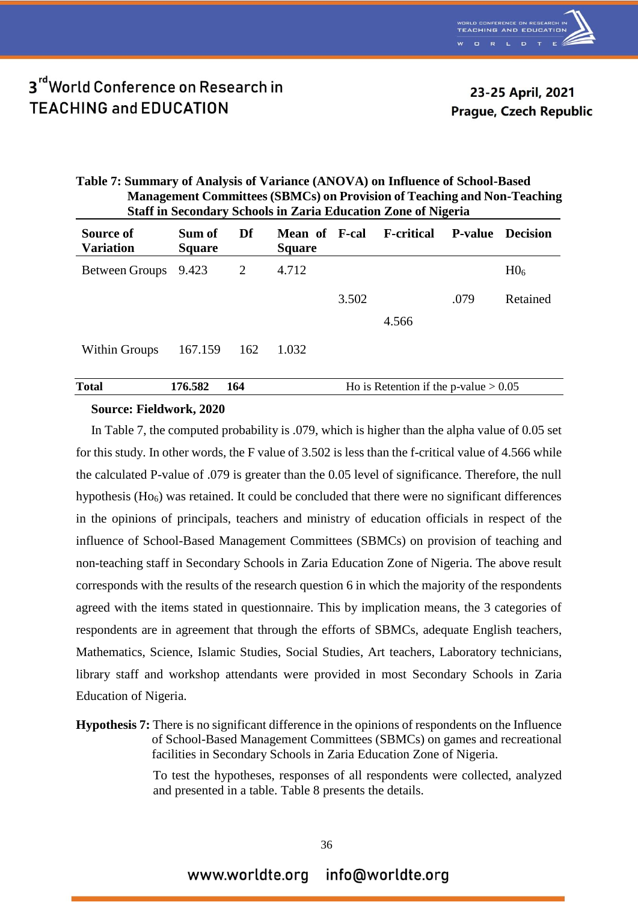**Table 7: Summary of Analysis of Variance (ANOVA) on Influence of School-Based Management Committees (SBMCs) on Provision of Teaching and Non-Teaching Staff in Secondary Schools in Zaria Education Zone of Nigeria**

| Source of Variation | Sum of Square | Df | Mean of Square | F-cal | F-critical | P-value | Decision |
|---|---|---|---|---|---|---|---|
| Between Groups | 9.423 | 2 | 4.712 | | | | $H0_6$ |
| | | | | 3.502 | 4.566 | .079 | Retained |
| Within Groups | 167.159 | 162 | 1.032 | | | | |
| **Total** | **176.582** | **164** | | Ho is Retention if the p-value > 0.05 | | | |

**Source: Fieldwork, 2020**

In Table 7, the computed probability is .079, which is higher than the alpha value of 0.05 set for this study. In other words, the F value of 3.502 is less than the f-critical value of 4.566 while the calculated P-value of .079 is greater than the 0.05 level of significance. Therefore, the null hypothesis ($Ho_6$) was retained. It could be concluded that there were no significant differences in the opinions of principals, teachers and ministry of education officials in respect of the influence of School-Based Management Committees (SBMCs) on provision of teaching and non-teaching staff in Secondary Schools in Zaria Education Zone of Nigeria. The above result corresponds with the results of the research question 6 in which the majority of the respondents agreed with the items stated in questionnaire. This by implication means, the 3 categories of respondents are in agreement that through the efforts of SBMCs, adequate English teachers, Mathematics, Science, Islamic Studies, Social Studies, Art teachers, Laboratory technicians, library staff and workshop attendants were provided in most Secondary Schools in Zaria Education of Nigeria.

**Hypothesis 7:** There is no significant difference in the opinions of respondents on the Influence of School-Based Management Committees (SBMCs) on games and recreational facilities in Secondary Schools in Zaria Education Zone of Nigeria.

To test the hypotheses, responses of all respondents were collected, analyzed and presented in a table. Table 8 presents the details.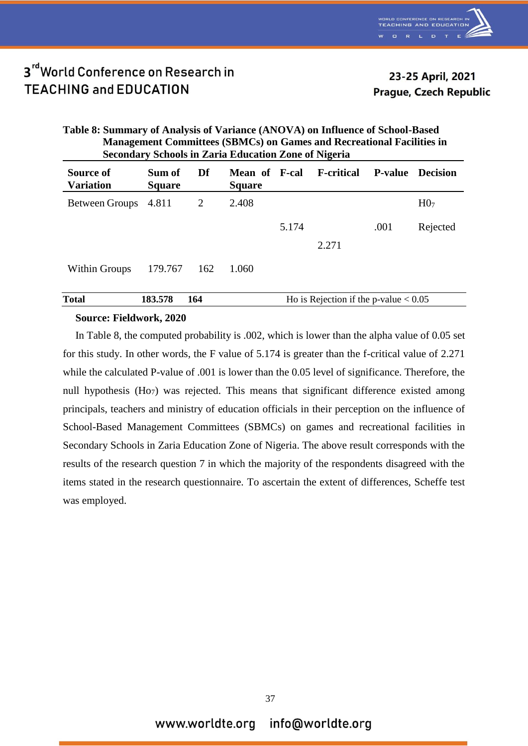**Table 8: Summary of Analysis of Variance (ANOVA) on Influence of School-Based Management Committees (SBMCs) on Games and Recreational Facilities in Secondary Schools in Zaria Education Zone of Nigeria**

| Source of Variation | Sum of Square | Df | Mean of Square | F-cal | F-critical | P-value | Decision |
|---|---|---|---|---|---|---|---|
| Between Groups | 4.811 | 2 | 2.408 | 5.174 | 2.271 | .001 | $H0_7$ Rejected |
| Within Groups | 179.767 | 162 | 1.060 | | | | |
| **Total** | **183.578** | **164** | Ho is Rejection if the p-value < 0.05 | | | | |

**Source: Fieldwork, 2020**

In Table 8, the computed probability is .002, which is lower than the alpha value of 0.05 set for this study. In other words, the F value of 5.174 is greater than the f-critical value of 2.271 while the calculated P-value of .001 is lower than the 0.05 level of significance. Therefore, the null hypothesis ($Ho_7$) was rejected. This means that significant difference existed among principals, teachers and ministry of education officials in their perception on the influence of School-Based Management Committees (SBMCs) on games and recreational facilities in Secondary Schools in Zaria Education Zone of Nigeria. The above result corresponds with the results of the research question 7 in which the majority of the respondents disagreed with the items stated in the research questionnaire. To ascertain the extent of differences, Scheffe test was employed.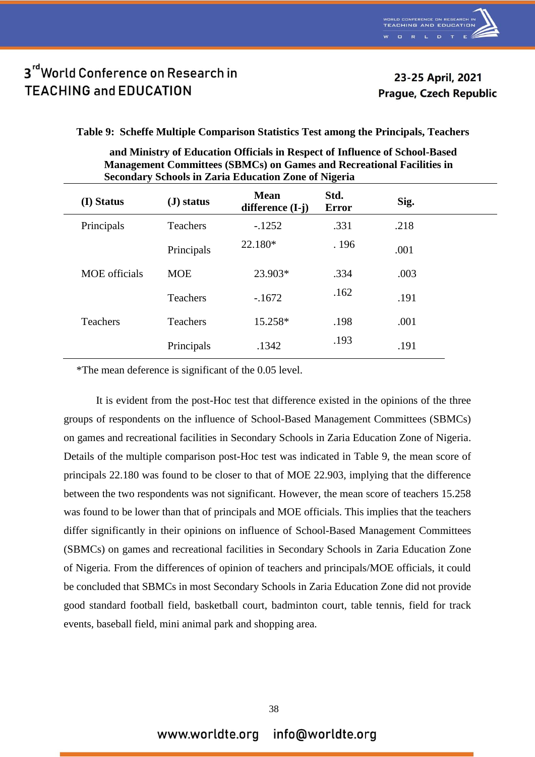**Table 9: Scheffe Multiple Comparison Statistics Test among the Principals, Teachers and Ministry of Education Officials in Respect of Influence of School-Based Management Committees (SBMCs) on Games and Recreational Facilities in Secondary Schools in Zaria Education Zone of Nigeria**

| (I) Status | (J) status | Mean difference (I-j) | Std. Error | Sig. |
|---|---|---|---|---|
| Principals | Teachers | -.1252 | .331 | .218 |
| | Principals | 22.180* | . 196 | .001 |
| MOE officials | MOE | 23.903* | .334 | .003 |
| | Teachers | -.1672 | .162 | .191 |
| Teachers | Teachers | 15.258* | .198 | .001 |
| | Principals | .1342 | .193 | .191 |

*The mean deference is significant of the 0.05 level.

It is evident from the post-Hoc test that difference existed in the opinions of the three groups of respondents on the influence of School-Based Management Committees (SBMCs) on games and recreational facilities in Secondary Schools in Zaria Education Zone of Nigeria. Details of the multiple comparison post-Hoc test was indicated in Table 9, the mean score of principals 22.180 was found to be closer to that of MOE 22.903, implying that the difference between the two respondents was not significant. However, the mean score of teachers 15.258 was found to be lower than that of principals and MOE officials. This implies that the teachers differ significantly in their opinions on influence of School-Based Management Committees (SBMCs) on games and recreational facilities in Secondary Schools in Zaria Education Zone of Nigeria. From the differences of opinion of teachers and principals/MOE officials, it could be concluded that SBMCs in most Secondary Schools in Zaria Education Zone did not provide good standard football field, basketball court, badminton court, table tennis, field for track events, baseball field, mini animal park and shopping area.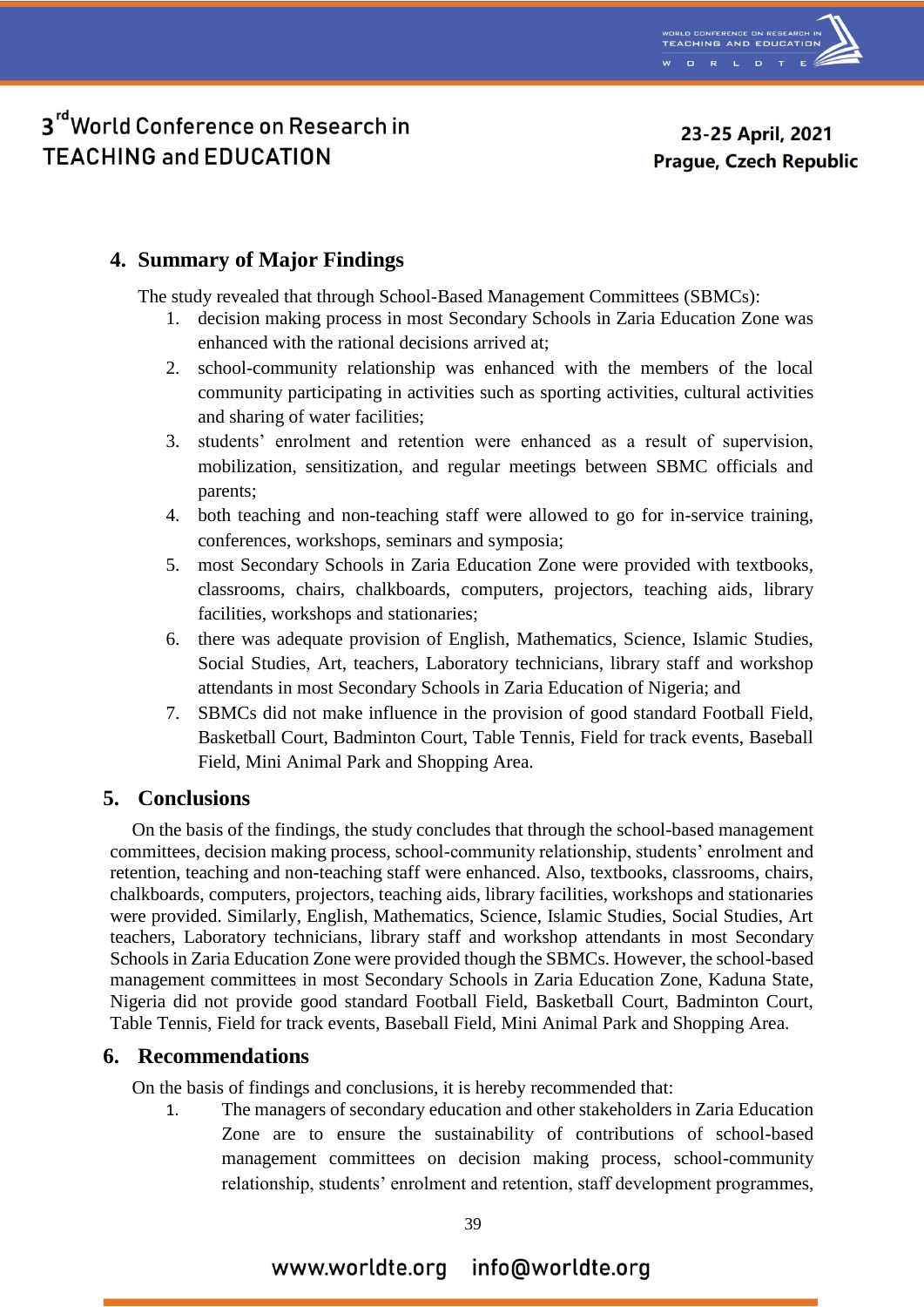## 4. Summary of Major Findings

The study revealed that through School-Based Management Committees (SBMCs):

1. decision making process in most Secondary Schools in Zaria Education Zone was enhanced with the rational decisions arrived at;
2. school-community relationship was enhanced with the members of the local community participating in activities such as sporting activities, cultural activities and sharing of water facilities;
3. students' enrolment and retention were enhanced as a result of supervision, mobilization, sensitization, and regular meetings between SBMC officials and parents;
4. both teaching and non-teaching staff were allowed to go for in-service training, conferences, workshops, seminars and symposia;
5. most Secondary Schools in Zaria Education Zone were provided with textbooks, classrooms, chairs, chalkboards, computers, projectors, teaching aids, library facilities, workshops and stationaries;
6. there was adequate provision of English, Mathematics, Science, Islamic Studies, Social Studies, Art, teachers, Laboratory technicians, library staff and workshop attendants in most Secondary Schools in Zaria Education of Nigeria; and
7. SBMCs did not make influence in the provision of good standard Football Field, Basketball Court, Badminton Court, Table Tennis, Field for track events, Baseball Field, Mini Animal Park and Shopping Area.

## 5. Conclusions

On the basis of the findings, the study concludes that through the school-based management committees, decision making process, school-community relationship, students' enrolment and retention, teaching and non-teaching staff were enhanced. Also, textbooks, classrooms, chairs, chalkboards, computers, projectors, teaching aids, library facilities, workshops and stationaries were provided. Similarly, English, Mathematics, Science, Islamic Studies, Social Studies, Art teachers, Laboratory technicians, library staff and workshop attendants in most Secondary Schools in Zaria Education Zone were provided though the SBMCs. However, the school-based management committees in most Secondary Schools in Zaria Education Zone, Kaduna State, Nigeria did not provide good standard Football Field, Basketball Court, Badminton Court, Table Tennis, Field for track events, Baseball Field, Mini Animal Park and Shopping Area.

## 6. Recommendations

On the basis of findings and conclusions, it is hereby recommended that:

1. The managers of secondary education and other stakeholders in Zaria Education Zone are to ensure the sustainability of contributions of school-based management committees on decision making process, school-community relationship, students' enrolment and retention, staff development programmes,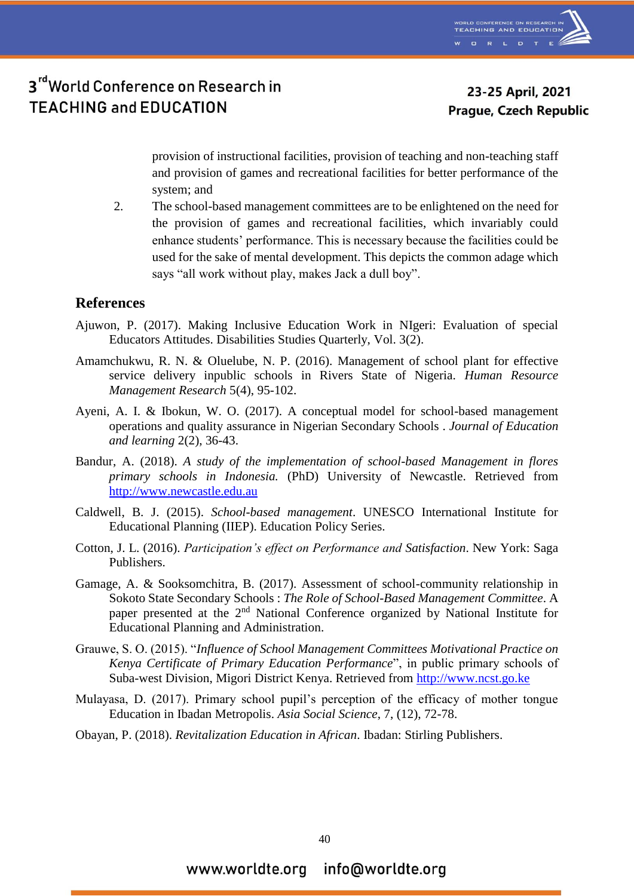provision of instructional facilities, provision of teaching and non-teaching staff and provision of games and recreational facilities for better performance of the system; and

2. The school-based management committees are to be enlightened on the need for the provision of games and recreational facilities, which invariably could enhance students' performance. This is necessary because the facilities could be used for the sake of mental development. This depicts the common adage which says "all work without play, makes Jack a dull boy".

## References

Ajuwon, P. (2017). Making Inclusive Education Work in NIgeri: Evaluation of special Educators Attitudes. Disabilities Studies Quarterly, Vol. 3(2).

Amamchukwu, R. N. & Oluelube, N. P. (2016). Management of school plant for effective service delivery inpublic schools in Rivers State of Nigeria. *Human Resource Management Research* 5(4), 95-102.

Ayeni, A. I. & Ibokun, W. O. (2017). A conceptual model for school-based management operations and quality assurance in Nigerian Secondary Schools . *Journal of Education and learning* 2(2), 36-43.

Bandur, A. (2018). *A study of the implementation of school-based Management in flores primary schools in Indonesia.* (PhD) University of Newcastle. Retrieved from http://www.newcastle.edu.au

Caldwell, B. J. (2015). *School-based management*. UNESCO International Institute for Educational Planning (IIEP). Education Policy Series.

Cotton, J. L. (2016). *Participation's effect on Performance and Satisfaction*. New York: Saga Publishers.

Gamage, A. & Sooksomchitra, B. (2017). Assessment of school-community relationship in Sokoto State Secondary Schools : *The Role of School-Based Management Committee*. A paper presented at the 2nd National Conference organized by National Institute for Educational Planning and Administration.

Grauwe, S. O. (2015). "*Influence of School Management Committees Motivational Practice on Kenya Certificate of Primary Education Performance*", in public primary schools of Suba-west Division, Migori District Kenya. Retrieved from http://www.ncst.go.ke

Mulayasa, D. (2017). Primary school pupil's perception of the efficacy of mother tongue Education in Ibadan Metropolis. *Asia Social Science*, 7, (12), 72-78.

Obayan, P. (2018). *Revitalization Education in African*. Ibadan: Stirling Publishers.